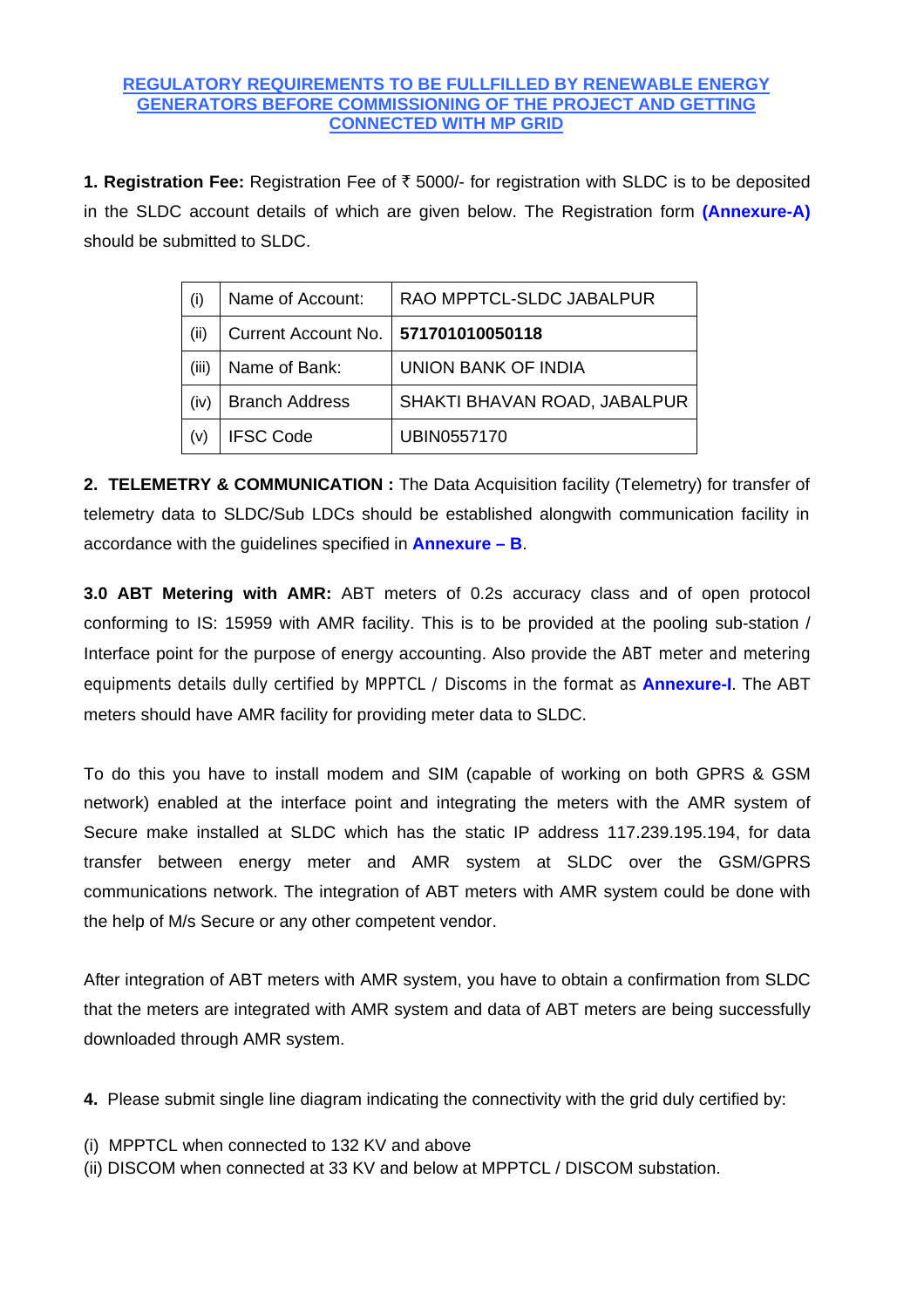## REGULATORY REQUIREMENTS TO BE FULLFILLED BY RENEWABLE ENERGY GENERATORS BEFORE COMMISSIONING OF THE PROJECT AND GETTING CONNECTED WITH MP GRID

**1. Registration Fee:** Registration Fee of ₹ 5000/- for registration with SLDC is to be deposited in the SLDC account details of which are given below. The Registration form **(Annexure-A)** should be submitted to SLDC.

| | | |
|---|---|---|
| (i) | Name of Account: | RAO MPPTCL-SLDC JABALPUR |
| (ii) | Current Account No. | **571701010050118** |
| (iii) | Name of Bank: | UNION BANK OF INDIA |
| (iv) | Branch Address | SHAKTI BHAVAN ROAD, JABALPUR |
| (v) | IFSC Code | UBIN0557170 |

**2. TELEMETRY & COMMUNICATION :** The Data Acquisition facility (Telemetry) for transfer of telemetry data to SLDC/Sub LDCs should be established alongwith communication facility in accordance with the guidelines specified in **Annexure – B**.

**3.0 ABT Metering with AMR:** ABT meters of 0.2s accuracy class and of open protocol conforming to IS: 15959 with AMR facility. This is to be provided at the pooling sub-station / Interface point for the purpose of energy accounting. Also provide the ABT meter and metering equipments details dully certified by MPPTCL / Discoms in the format as **Annexure-I**. The ABT meters should have AMR facility for providing meter data to SLDC.

To do this you have to install modem and SIM (capable of working on both GPRS & GSM network) enabled at the interface point and integrating the meters with the AMR system of Secure make installed at SLDC which has the static IP address 117.239.195.194, for data transfer between energy meter and AMR system at SLDC over the GSM/GPRS communications network. The integration of ABT meters with AMR system could be done with the help of M/s Secure or any other competent vendor.

After integration of ABT meters with AMR system, you have to obtain a confirmation from SLDC that the meters are integrated with AMR system and data of ABT meters are being successfully downloaded through AMR system.

**4.** Please submit single line diagram indicating the connectivity with the grid duly certified by:

(i) MPPTCL when connected to 132 KV and above
(ii) DISCOM when connected at 33 KV and below at MPPTCL / DISCOM substation.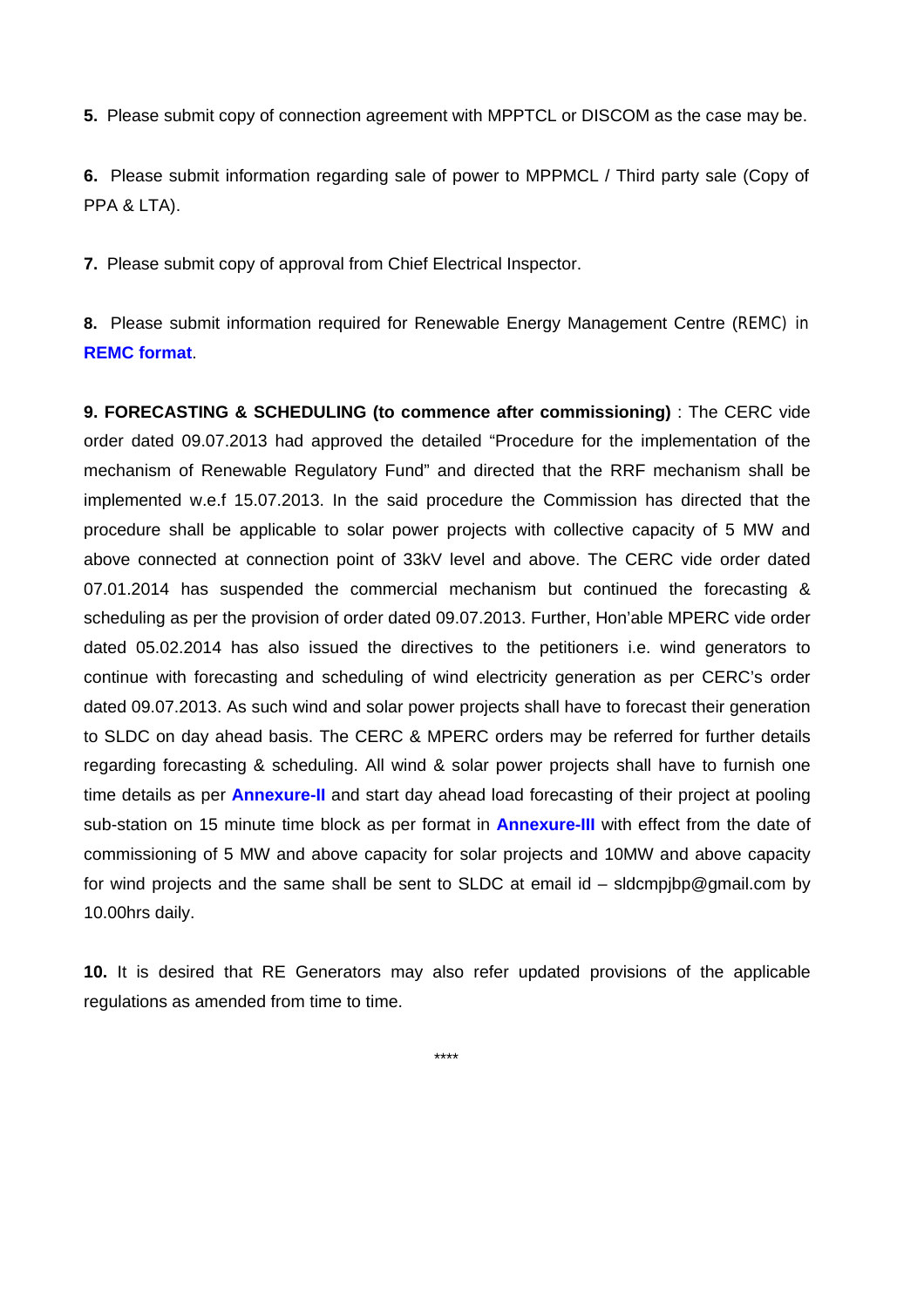**5.** Please submit copy of connection agreement with MPPTCL or DISCOM as the case may be.

**6.** Please submit information regarding sale of power to MPPMCL / Third party sale (Copy of PPA & LTA).

**7.** Please submit copy of approval from Chief Electrical Inspector.

**8.** Please submit information required for Renewable Energy Management Centre (REMC) in **REMC format**.

**9. FORECASTING & SCHEDULING (to commence after commissioning)** : The CERC vide order dated 09.07.2013 had approved the detailed "Procedure for the implementation of the mechanism of Renewable Regulatory Fund" and directed that the RRF mechanism shall be implemented w.e.f 15.07.2013. In the said procedure the Commission has directed that the procedure shall be applicable to solar power projects with collective capacity of 5 MW and above connected at connection point of 33kV level and above. The CERC vide order dated 07.01.2014 has suspended the commercial mechanism but continued the forecasting & scheduling as per the provision of order dated 09.07.2013. Further, Hon'able MPERC vide order dated 05.02.2014 has also issued the directives to the petitioners i.e. wind generators to continue with forecasting and scheduling of wind electricity generation as per CERC's order dated 09.07.2013. As such wind and solar power projects shall have to forecast their generation to SLDC on day ahead basis. The CERC & MPERC orders may be referred for further details regarding forecasting & scheduling. All wind & solar power projects shall have to furnish one time details as per **Annexure-II** and start day ahead load forecasting of their project at pooling sub-station on 15 minute time block as per format in **Annexure-III** with effect from the date of commissioning of 5 MW and above capacity for solar projects and 10MW and above capacity for wind projects and the same shall be sent to SLDC at email id – sldcmpjbp@gmail.com by 10.00hrs daily.

**10.** It is desired that RE Generators may also refer updated provisions of the applicable regulations as amended from time to time.

****